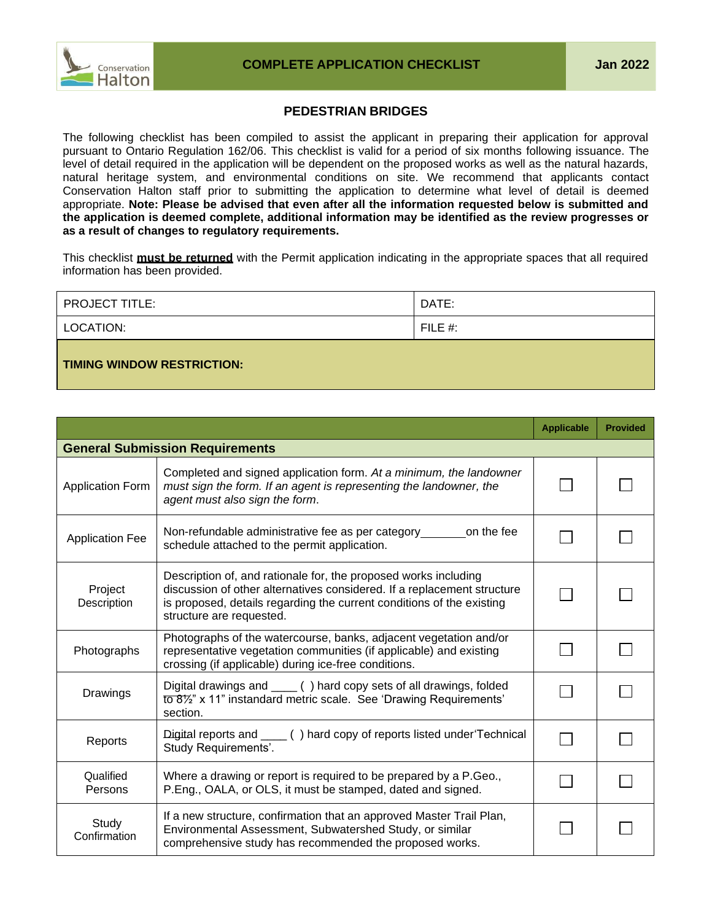COMPLETE APPLICATION CHECKLIST

Jan 2022

## PEDESTRIAN BRIDGES

The following checklist has been compiled to assist the applicant in preparing their application for approval pursuant to Ontario Regulation 162/06. This checklist is valid for a period of six months following issuance. The level of detail required in the application will be dependent on the proposed works as well as the natural hazards, natural heritage system, and environmental conditions on site. We recommend that applicants contact Conservation Halton staff prior to submitting the application to determine what level of detail is deemed appropriate. **Note: Please be advised that even after all the information requested below is submitted and the application is deemed complete, additional information may be identified as the review progresses or as a result of changes to regulatory requirements.**

This checklist **must be returned** with the Permit application indicating in the appropriate spaces that all required information has been provided.

| PROJECT TITLE: | DATE: |
|---|---|
| LOCATION: | FILE #: |
| **TIMING WINDOW RESTRICTION:** | |

| | | Applicable | Provided |
|---|---|---|---|
| **General Submission Requirements** | | | |
| Application Form | Completed and signed application form. *At a minimum, the landowner must sign the form. If an agent is representing the landowner, the agent must also sign the form.* | ☐ | ☐ |
| Application Fee | Non-refundable administrative fee as per category_______on the fee schedule attached to the permit application. | ☐ | ☐ |
| Project Description | Description of, and rationale for, the proposed works including discussion of other alternatives considered. If a replacement structure is proposed, details regarding the current conditions of the existing structure are requested. | ☐ | ☐ |
| Photographs | Photographs of the watercourse, banks, adjacent vegetation and/or representative vegetation communities (if applicable) and existing crossing (if applicable) during ice-free conditions. | ☐ | ☐ |
| Drawings | Digital drawings and ____ ( ) hard copy sets of all drawings, folded to 8½" x 11" instandard metric scale. See 'Drawing Requirements' section. | ☐ | ☐ |
| Reports | Digital reports and ____ ( ) hard copy of reports listed under'Technical Study Requirements'. | ☐ | ☐ |
| Qualified Persons | Where a drawing or report is required to be prepared by a P.Geo., P.Eng., OALA, or OLS, it must be stamped, dated and signed. | ☐ | ☐ |
| Study Confirmation | If a new structure, confirmation that an approved Master Trail Plan, Environmental Assessment, Subwatershed Study, or similar comprehensive study has recommended the proposed works. | ☐ | ☐ |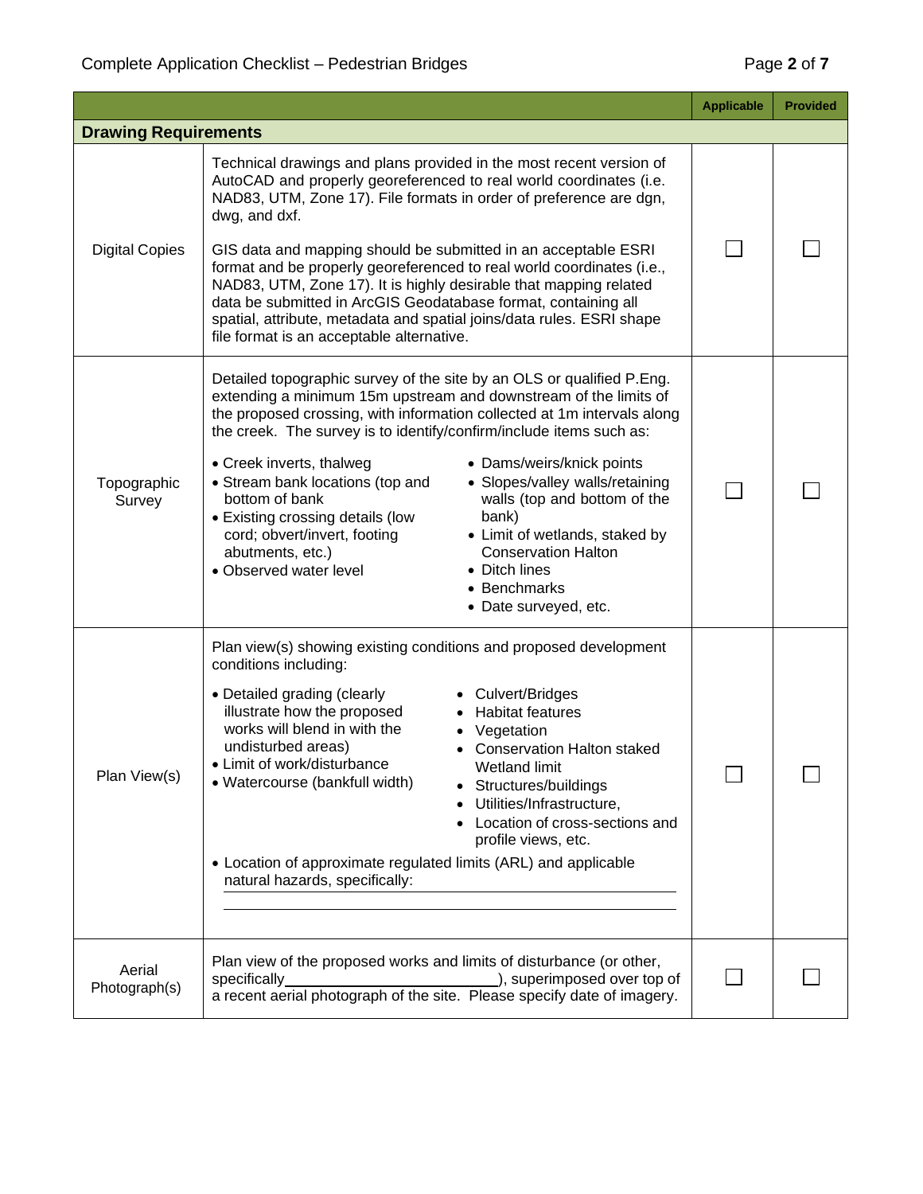| | | Applicable | Provided |
|---|---|---|---|
| **Drawing Requirements** | | | |
| Digital Copies | Technical drawings and plans provided in the most recent version of AutoCAD and properly georeferenced to real world coordinates (i.e. NAD83, UTM, Zone 17). File formats in order of preference are dgn, dwg, and dxf.<br><br>GIS data and mapping should be submitted in an acceptable ESRI format and be properly georeferenced to real world coordinates (i.e., NAD83, UTM, Zone 17). It is highly desirable that mapping related data be submitted in ArcGIS Geodatabase format, containing all spatial, attribute, metadata and spatial joins/data rules. ESRI shape file format is an acceptable alternative. | ☐ | ☐ |
| Topographic Survey | Detailed topographic survey of the site by an OLS or qualified P.Eng. extending a minimum 15m upstream and downstream of the limits of the proposed crossing, with information collected at 1m intervals along the creek. The survey is to identify/confirm/include items such as:<br>• Creek inverts, thalweg<br>• Stream bank locations (top and bottom of bank<br>• Existing crossing details (low cord; obvert/invert, footing abutments, etc.)<br>• Observed water level<br>• Dams/weirs/knick points<br>• Slopes/valley walls/retaining walls (top and bottom of the bank)<br>• Limit of wetlands, staked by Conservation Halton<br>• Ditch lines<br>• Benchmarks<br>• Date surveyed, etc. | ☐ | ☐ |
| Plan View(s) | Plan view(s) showing existing conditions and proposed development conditions including:<br>• Detailed grading (clearly illustrate how the proposed works will blend in with the undisturbed areas)<br>• Limit of work/disturbance<br>• Watercourse (bankfull width)<br>• Culvert/Bridges<br>• Habitat features<br>• Vegetation<br>• Conservation Halton staked Wetland limit<br>• Structures/buildings<br>• Utilities/Infrastructure,<br>• Location of cross-sections and profile views, etc.<br>• Location of approximate regulated limits (ARL) and applicable natural hazards, specifically: ______________________ | ☐ | ☐ |
| Aerial Photograph(s) | Plan view of the proposed works and limits of disturbance (or other, specifically______________________), superimposed over top of a recent aerial photograph of the site. Please specify date of imagery. | ☐ | ☐ |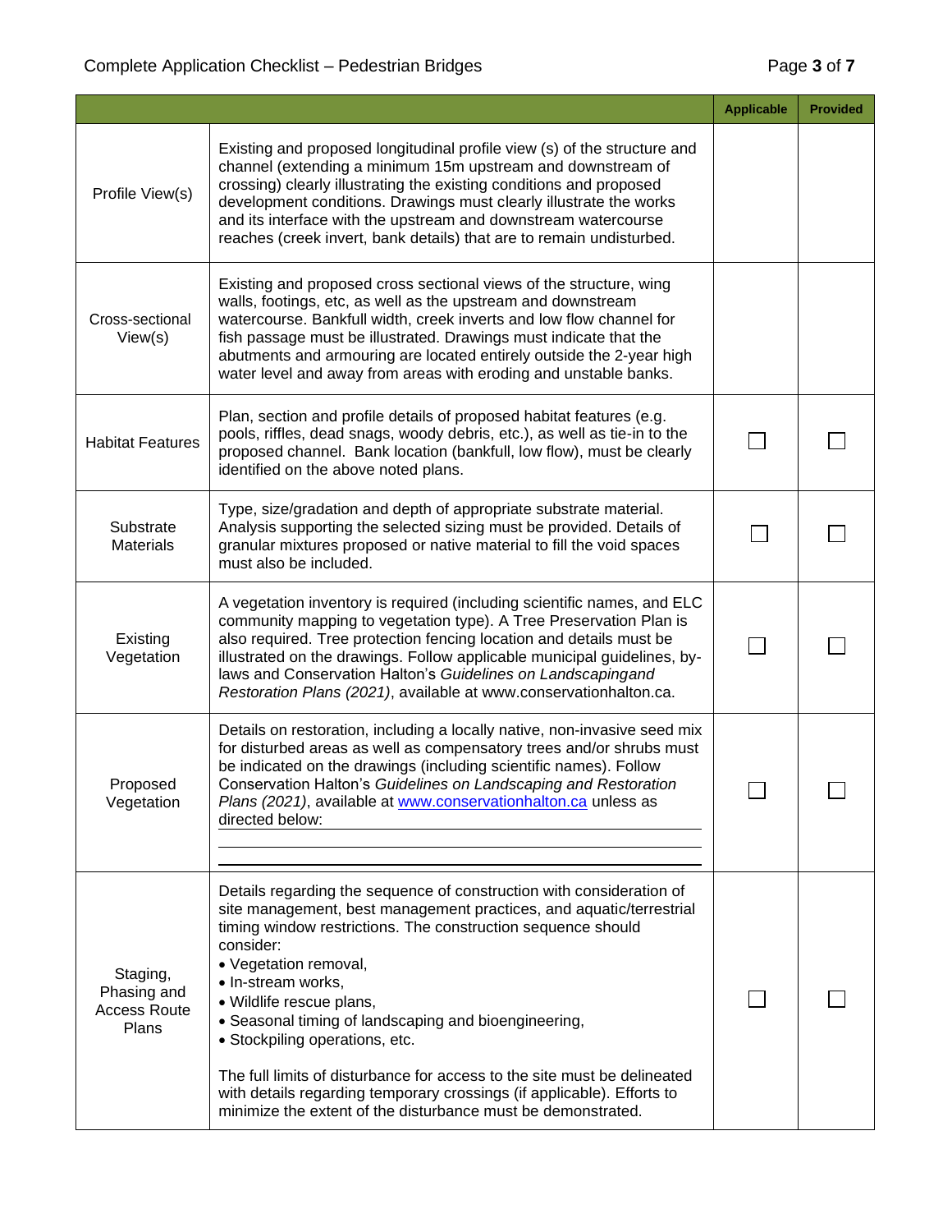| | | Applicable | Provided |
|---|---|---|---|
| Profile View(s) | Existing and proposed longitudinal profile view (s) of the structure and channel (extending a minimum 15m upstream and downstream of crossing) clearly illustrating the existing conditions and proposed development conditions. Drawings must clearly illustrate the works and its interface with the upstream and downstream watercourse reaches (creek invert, bank details) that are to remain undisturbed. | | |
| Cross-sectional View(s) | Existing and proposed cross sectional views of the structure, wing walls, footings, etc, as well as the upstream and downstream watercourse. Bankfull width, creek inverts and low flow channel for fish passage must be illustrated. Drawings must indicate that the abutments and armouring are located entirely outside the 2-year high water level and away from areas with eroding and unstable banks. | | |
| Habitat Features | Plan, section and profile details of proposed habitat features (e.g. pools, riffles, dead snags, woody debris, etc.), as well as tie-in to the proposed channel. Bank location (bankfull, low flow), must be clearly identified on the above noted plans. | ☐ | ☐ |
| Substrate Materials | Type, size/gradation and depth of appropriate substrate material. Analysis supporting the selected sizing must be provided. Details of granular mixtures proposed or native material to fill the void spaces must also be included. | ☐ | ☐ |
| Existing Vegetation | A vegetation inventory is required (including scientific names, and ELC community mapping to vegetation type). A Tree Preservation Plan is also required. Tree protection fencing location and details must be illustrated on the drawings. Follow applicable municipal guidelines, by-laws and Conservation Halton's *Guidelines on Landscapingand Restoration Plans (2021)*, available at www.conservationhalton.ca. | ☐ | ☐ |
| Proposed Vegetation | Details on restoration, including a locally native, non-invasive seed mix for disturbed areas as well as compensatory trees and/or shrubs must be indicated on the drawings (including scientific names). Follow Conservation Halton's *Guidelines on Landscaping and Restoration Plans (2021)*, available at www.conservationhalton.ca unless as directed below: ________________ | ☐ | ☐ |
| Staging, Phasing and Access Route Plans | Details regarding the sequence of construction with consideration of site management, best management practices, and aquatic/terrestrial timing window restrictions. The construction sequence should consider:<br>• Vegetation removal,<br>• In-stream works,<br>• Wildlife rescue plans,<br>• Seasonal timing of landscaping and bioengineering,<br>• Stockpiling operations, etc.<br><br>The full limits of disturbance for access to the site must be delineated with details regarding temporary crossings (if applicable). Efforts to minimize the extent of the disturbance must be demonstrated. | ☐ | ☐ |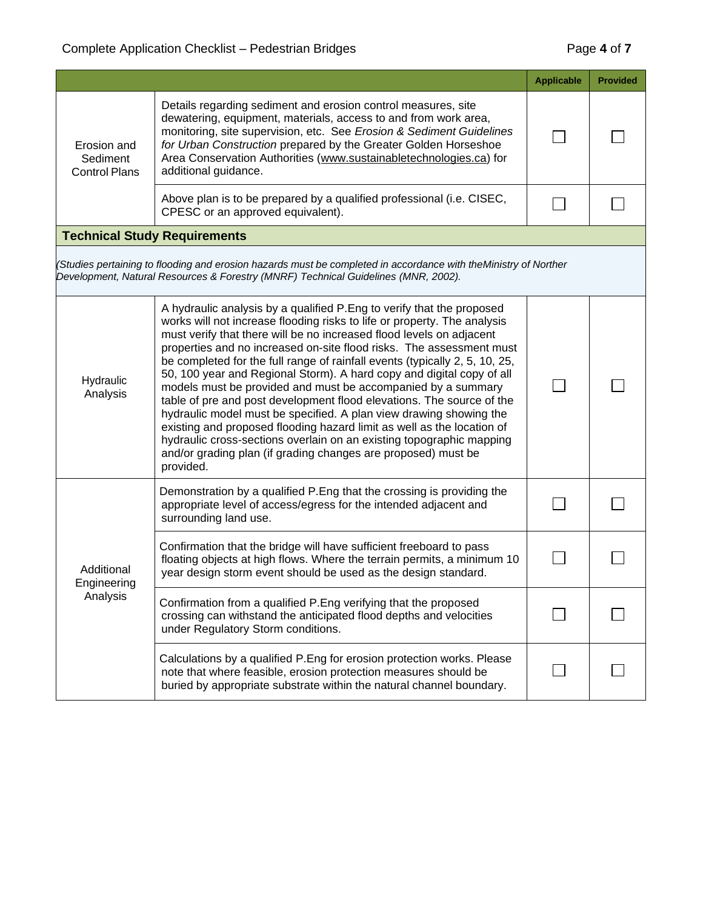| | | Applicable | Provided |
|---|---|---|---|
| Erosion and Sediment Control Plans | Details regarding sediment and erosion control measures, site dewatering, equipment, materials, access to and from work area, monitoring, site supervision, etc. See *Erosion & Sediment Guidelines for Urban Construction* prepared by the Greater Golden Horseshoe Area Conservation Authorities (www.sustainabletechnologies.ca) for additional guidance. | ☐ | ☐ |
| | Above plan is to be prepared by a qualified professional (i.e. CISEC, CPESC or an approved equivalent). | ☐ | ☐ |
| **Technical Study Requirements** | | | |
| *(Studies pertaining to flooding and erosion hazards must be completed in accordance with theMinistry of Norther Development, Natural Resources & Forestry (MNRF) Technical Guidelines (MNR, 2002).* | | | |
| Hydraulic Analysis | A hydraulic analysis by a qualified P.Eng to verify that the proposed works will not increase flooding risks to life or property. The analysis must verify that there will be no increased flood levels on adjacent properties and no increased on-site flood risks. The assessment must be completed for the full range of rainfall events (typically 2, 5, 10, 25, 50, 100 year and Regional Storm). A hard copy and digital copy of all models must be provided and must be accompanied by a summary table of pre and post development flood elevations. The source of the hydraulic model must be specified. A plan view drawing showing the existing and proposed flooding hazard limit as well as the location of hydraulic cross-sections overlain on an existing topographic mapping and/or grading plan (if grading changes are proposed) must be provided. | ☐ | ☐ |
| Additional Engineering Analysis | Demonstration by a qualified P.Eng that the crossing is providing the appropriate level of access/egress for the intended adjacent and surrounding land use. | ☐ | ☐ |
| | Confirmation that the bridge will have sufficient freeboard to pass floating objects at high flows. Where the terrain permits, a minimum 10 year design storm event should be used as the design standard. | ☐ | ☐ |
| | Confirmation from a qualified P.Eng verifying that the proposed crossing can withstand the anticipated flood depths and velocities under Regulatory Storm conditions. | ☐ | ☐ |
| | Calculations by a qualified P.Eng for erosion protection works. Please note that where feasible, erosion protection measures should be buried by appropriate substrate within the natural channel boundary. | ☐ | ☐ |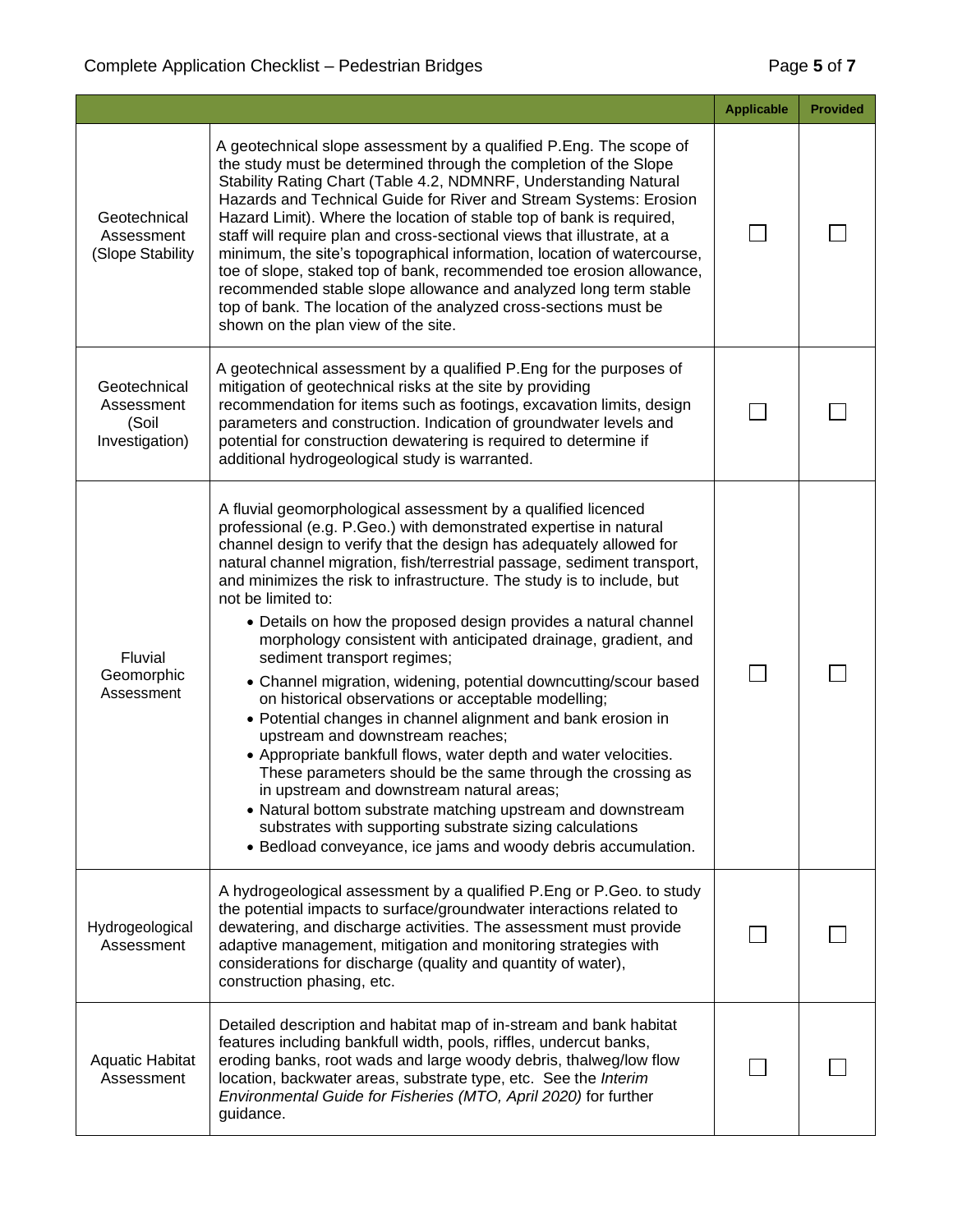| | | Applicable | Provided |
|---|---|---|---|
| Geotechnical Assessment (Slope Stability | A geotechnical slope assessment by a qualified P.Eng. The scope of the study must be determined through the completion of the Slope Stability Rating Chart (Table 4.2, NDMNRF, Understanding Natural Hazards and Technical Guide for River and Stream Systems: Erosion Hazard Limit). Where the location of stable top of bank is required, staff will require plan and cross-sectional views that illustrate, at a minimum, the site's topographical information, location of watercourse, toe of slope, staked top of bank, recommended toe erosion allowance, recommended stable slope allowance and analyzed long term stable top of bank. The location of the analyzed cross-sections must be shown on the plan view of the site. | ☐ | ☐ |
| Geotechnical Assessment (Soil Investigation) | A geotechnical assessment by a qualified P.Eng for the purposes of mitigation of geotechnical risks at the site by providing recommendation for items such as footings, excavation limits, design parameters and construction. Indication of groundwater levels and potential for construction dewatering is required to determine if additional hydrogeological study is warranted. | ☐ | ☐ |
| Fluvial Geomorphic Assessment | A fluvial geomorphological assessment by a qualified licenced professional (e.g. P.Geo.) with demonstrated expertise in natural channel design to verify that the design has adequately allowed for natural channel migration, fish/terrestrial passage, sediment transport, and minimizes the risk to infrastructure. The study is to include, but not be limited to:<br>• Details on how the proposed design provides a natural channel morphology consistent with anticipated drainage, gradient, and sediment transport regimes;<br>• Channel migration, widening, potential downcutting/scour based on historical observations or acceptable modelling;<br>• Potential changes in channel alignment and bank erosion in upstream and downstream reaches;<br>• Appropriate bankfull flows, water depth and water velocities. These parameters should be the same through the crossing as in upstream and downstream natural areas;<br>• Natural bottom substrate matching upstream and downstream substrates with supporting substrate sizing calculations<br>• Bedload conveyance, ice jams and woody debris accumulation. | ☐ | ☐ |
| Hydrogeological Assessment | A hydrogeological assessment by a qualified P.Eng or P.Geo. to study the potential impacts to surface/groundwater interactions related to dewatering, and discharge activities. The assessment must provide adaptive management, mitigation and monitoring strategies with considerations for discharge (quality and quantity of water), construction phasing, etc. | ☐ | ☐ |
| Aquatic Habitat Assessment | Detailed description and habitat map of in-stream and bank habitat features including bankfull width, pools, riffles, undercut banks, eroding banks, root wads and large woody debris, thalweg/low flow location, backwater areas, substrate type, etc. See the *Interim Environmental Guide for Fisheries (MTO, April 2020)* for further guidance. | ☐ | ☐ |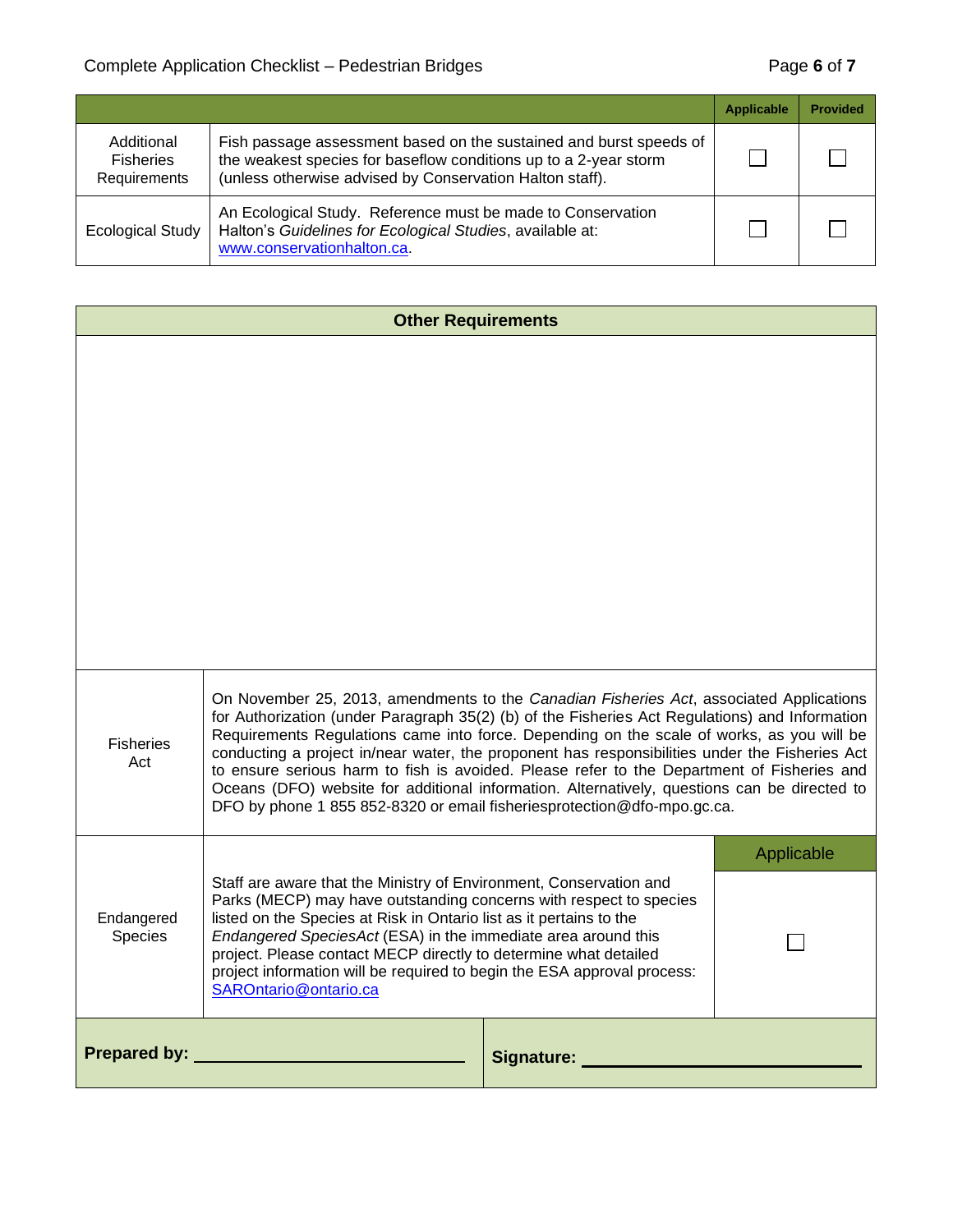| | | Applicable | Provided |
|---|---|---|---|
| Additional Fisheries Requirements | Fish passage assessment based on the sustained and burst speeds of the weakest species for baseflow conditions up to a 2-year storm (unless otherwise advised by Conservation Halton staff). | ☐ | ☐ |
| Ecological Study | An Ecological Study. Reference must be made to Conservation Halton's *Guidelines for Ecological Studies*, available at: www.conservationhalton.ca. | ☐ | ☐ |

| Other Requirements | | |
|---|---|---|
| Fisheries Act | On November 25, 2013, amendments to the *Canadian Fisheries Act*, associated Applications for Authorization (under Paragraph 35(2) (b) of the Fisheries Act Regulations) and Information Requirements Regulations came into force. Depending on the scale of works, as you will be conducting a project in/near water, the proponent has responsibilities under the Fisheries Act to ensure serious harm to fish is avoided. Please refer to the Department of Fisheries and Oceans (DFO) website for additional information. Alternatively, questions can be directed to DFO by phone 1 855 852-8320 or email fisheriesprotection@dfo-mpo.gc.ca. | |
| | | Applicable |
| Endangered Species | Staff are aware that the Ministry of Environment, Conservation and Parks (MECP) may have outstanding concerns with respect to species listed on the Species at Risk in Ontario list as it pertains to the *Endangered SpeciesAct* (ESA) in the immediate area around this project. Please contact MECP directly to determine what detailed project information will be required to begin the ESA approval process: SAROntario@ontario.ca | ☐ |

**Prepared by:** ______________________________ **Signature:** ______________________________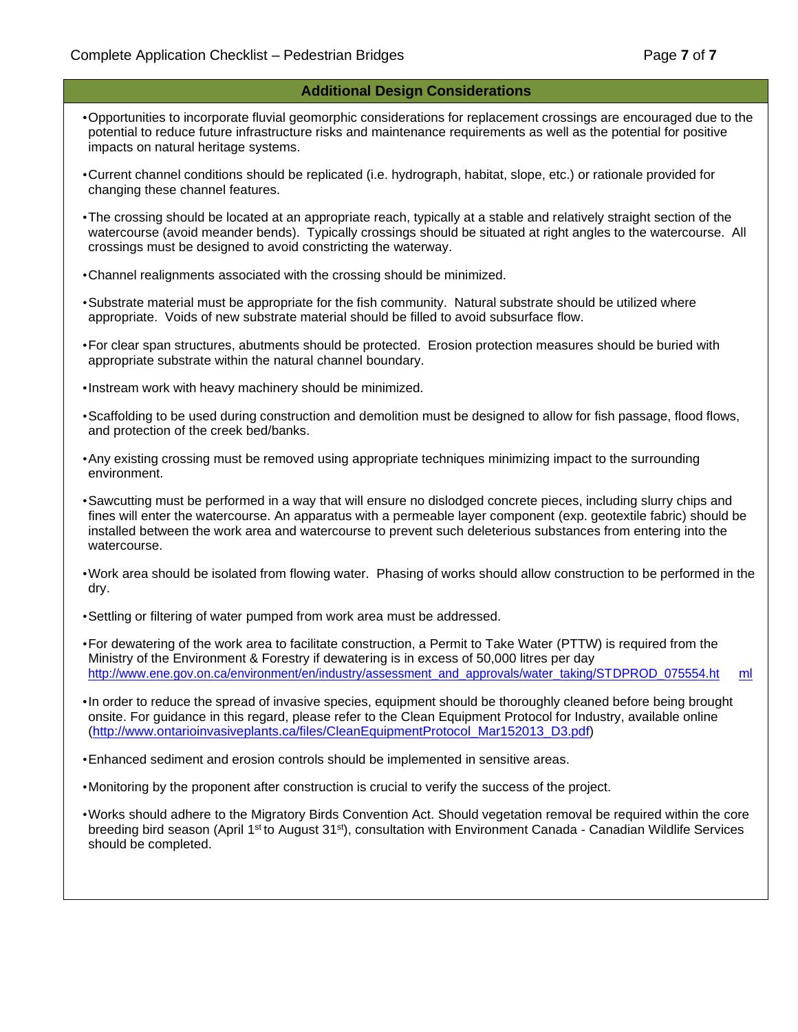## Additional Design Considerations

- Opportunities to incorporate fluvial geomorphic considerations for replacement crossings are encouraged due to the potential to reduce future infrastructure risks and maintenance requirements as well as the potential for positive impacts on natural heritage systems.
- Current channel conditions should be replicated (i.e. hydrograph, habitat, slope, etc.) or rationale provided for changing these channel features.
- The crossing should be located at an appropriate reach, typically at a stable and relatively straight section of the watercourse (avoid meander bends). Typically crossings should be situated at right angles to the watercourse. All crossings must be designed to avoid constricting the waterway.
- Channel realignments associated with the crossing should be minimized.
- Substrate material must be appropriate for the fish community. Natural substrate should be utilized where appropriate. Voids of new substrate material should be filled to avoid subsurface flow.
- For clear span structures, abutments should be protected. Erosion protection measures should be buried with appropriate substrate within the natural channel boundary.
- Instream work with heavy machinery should be minimized.
- Scaffolding to be used during construction and demolition must be designed to allow for fish passage, flood flows, and protection of the creek bed/banks.
- Any existing crossing must be removed using appropriate techniques minimizing impact to the surrounding environment.
- Sawcutting must be performed in a way that will ensure no dislodged concrete pieces, including slurry chips and fines will enter the watercourse. An apparatus with a permeable layer component (exp. geotextile fabric) should be installed between the work area and watercourse to prevent such deleterious substances from entering into the watercourse.
- Work area should be isolated from flowing water. Phasing of works should allow construction to be performed in the dry.
- Settling or filtering of water pumped from work area must be addressed.
- For dewatering of the work area to facilitate construction, a Permit to Take Water (PTTW) is required from the Ministry of the Environment & Forestry if dewatering is in excess of 50,000 litres per day http://www.ene.gov.on.ca/environment/en/industry/assessment_and_approvals/water_taking/STDPROD_075554.html
- In order to reduce the spread of invasive species, equipment should be thoroughly cleaned before being brought onsite. For guidance in this regard, please refer to the Clean Equipment Protocol for Industry, available online (http://www.ontarioinvasiveplants.ca/files/CleanEquipmentProtocol_Mar152013_D3.pdf)
- Enhanced sediment and erosion controls should be implemented in sensitive areas.
- Monitoring by the proponent after construction is crucial to verify the success of the project.
- Works should adhere to the Migratory Birds Convention Act. Should vegetation removal be required within the core breeding bird season (April 1st to August 31st), consultation with Environment Canada - Canadian Wildlife Services should be completed.